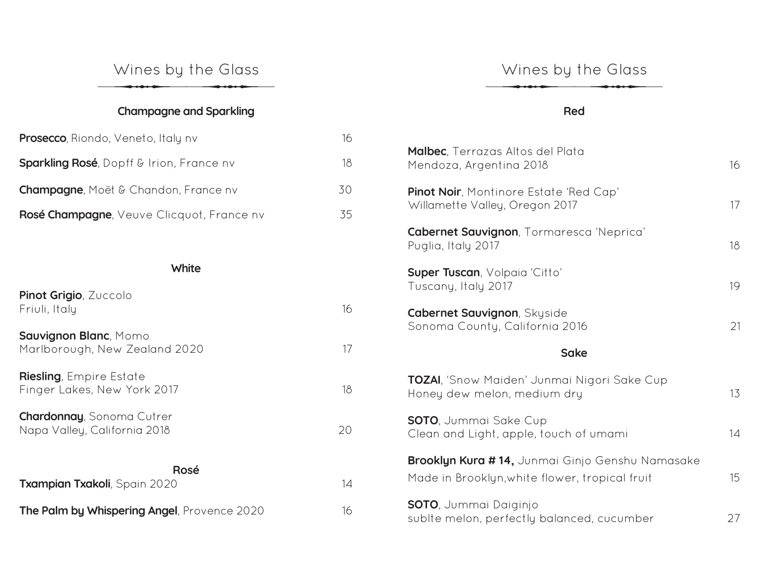# Wines by the Glass

## Champagne and Sparkling

**Prosecco**, Riondo, Veneto, Italy nv — 16

**Sparkling Rosé**, Dopff & Irion, France nv — 18

**Champagne**, Moët & Chandon, France nv — 30

**Rosé Champagne**, Veuve Clicquot, France nv — 35

## White

**Pinot Grigio**, Zuccolo
Friuli, Italy — 16

**Sauvignon Blanc**, Momo
Marlborough, New Zealand 2020 — 17

**Riesling**, Empire Estate
Finger Lakes, New York 2017 — 18

**Chardonnay**, Sonoma Cutrer
Napa Valley, California 2018 — 20

## Rosé

**Txampian Txakoli**, Spain 2020 — 14

**The Palm by Whispering Angel**, Provence 2020 — 16

# Wines by the Glass

## Red

**Malbec**, Terrazas Altos del Plata
Mendoza, Argentina 2018 — 16

**Pinot Noir**, Montinore Estate 'Red Cap'
Willamette Valley, Oregon 2017 — 17

**Cabernet Sauvignon**, Tormaresca 'Neprica'
Puglia, Italy 2017 — 18

**Super Tuscan**, Volpaia 'Citto'
Tuscany, Italy 2017 — 19

**Cabernet Sauvignon**, Skyside
Sonoma County, California 2016 — 21

## Sake

**TOZAI**, 'Snow Maiden' Junmai Nigori Sake Cup
Honey dew melon, medium dry — 13

**SOTO**, Jummai Sake Cup
Clean and Light, apple, touch of umami — 14

**Brooklyn Kura # 14,** Junmai Ginjo Genshu Namasake
Made in Brooklyn,white flower, tropical fruit — 15

**SOTO**, Jummai Daiginjo
sublte melon, perfectly balanced, cucumber — 27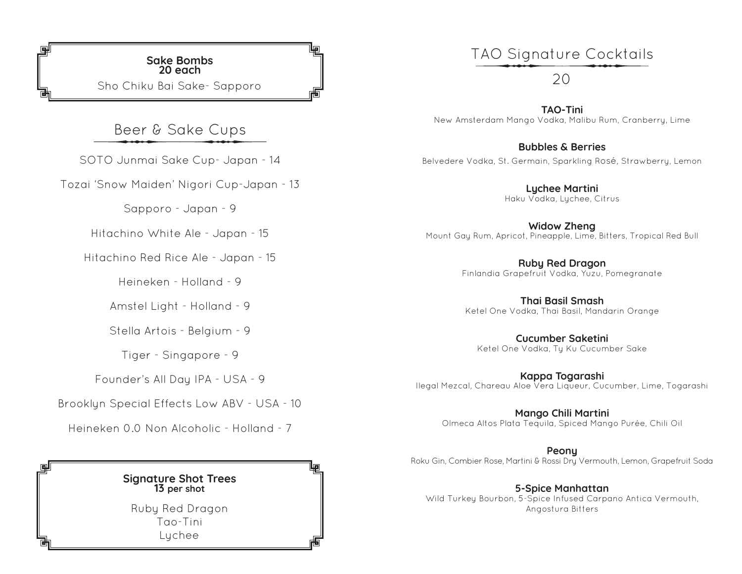## Sake Bombs

**20 each**

Sho Chiku Bai Sake- Sapporo

## Beer & Sake Cups

SOTO Junmai Sake Cup- Japan - 14

Tozai 'Snow Maiden' Nigori Cup-Japan - 13

Sapporo - Japan - 9

Hitachino White Ale - Japan - 15

Hitachino Red Rice Ale - Japan - 15

Heineken - Holland - 9

Amstel Light - Holland - 9

Stella Artois - Belgium - 9

Tiger - Singapore - 9

Founder's All Day IPA - USA - 9

Brooklyn Special Effects Low ABV - USA - 10

Heineken 0.0 Non Alcoholic - Holland - 7

## Signature Shot Trees

**13 per shot**

Ruby Red Dragon

Tao-Tini

Lychee

## TAO Signature Cocktails

20

**TAO-Tini**
New Amsterdam Mango Vodka, Malibu Rum, Cranberry, Lime

**Bubbles & Berries**
Belvedere Vodka, St. Germain, Sparkling Rosé, Strawberry, Lemon

**Lychee Martini**
Haku Vodka, Lychee, Citrus

**Widow Zheng**
Mount Gay Rum, Apricot, Pineapple, Lime, Bitters, Tropical Red Bull

**Ruby Red Dragon**
Finlandia Grapefruit Vodka, Yuzu, Pomegranate

**Thai Basil Smash**
Ketel One Vodka, Thai Basil, Mandarin Orange

**Cucumber Saketini**
Ketel One Vodka, Ty Ku Cucumber Sake

**Kappa Togarashi**
Ilegal Mezcal, Chareau Aloe Vera Liqueur, Cucumber, Lime, Togarashi

**Mango Chili Martini**
Olmeca Altos Plata Tequila, Spiced Mango Purée, Chili Oil

**Peony**
Roku Gin, Combier Rose, Martini & Rossi Dry Vermouth, Lemon, Grapefruit Soda

**5-Spice Manhattan**
Wild Turkey Bourbon, 5-Spice Infused Carpano Antica Vermouth, Angostura Bitters